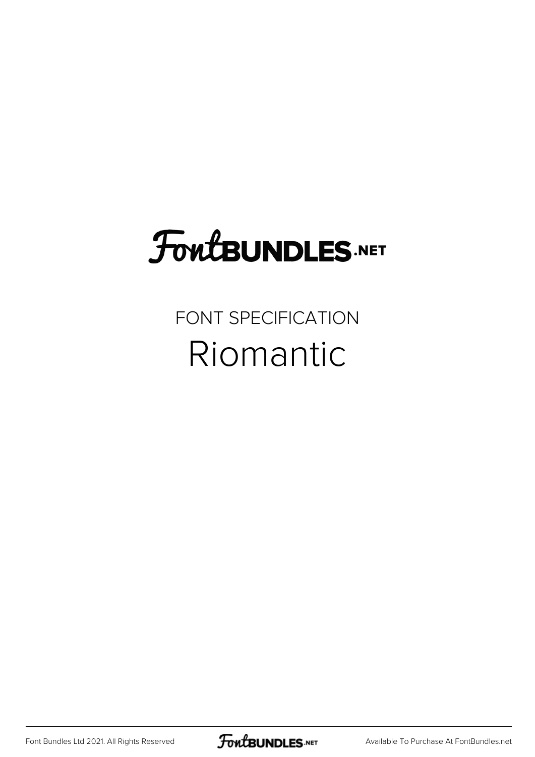# FontBUNDLES.NET

FONT SPECIFICATION

## Riomantic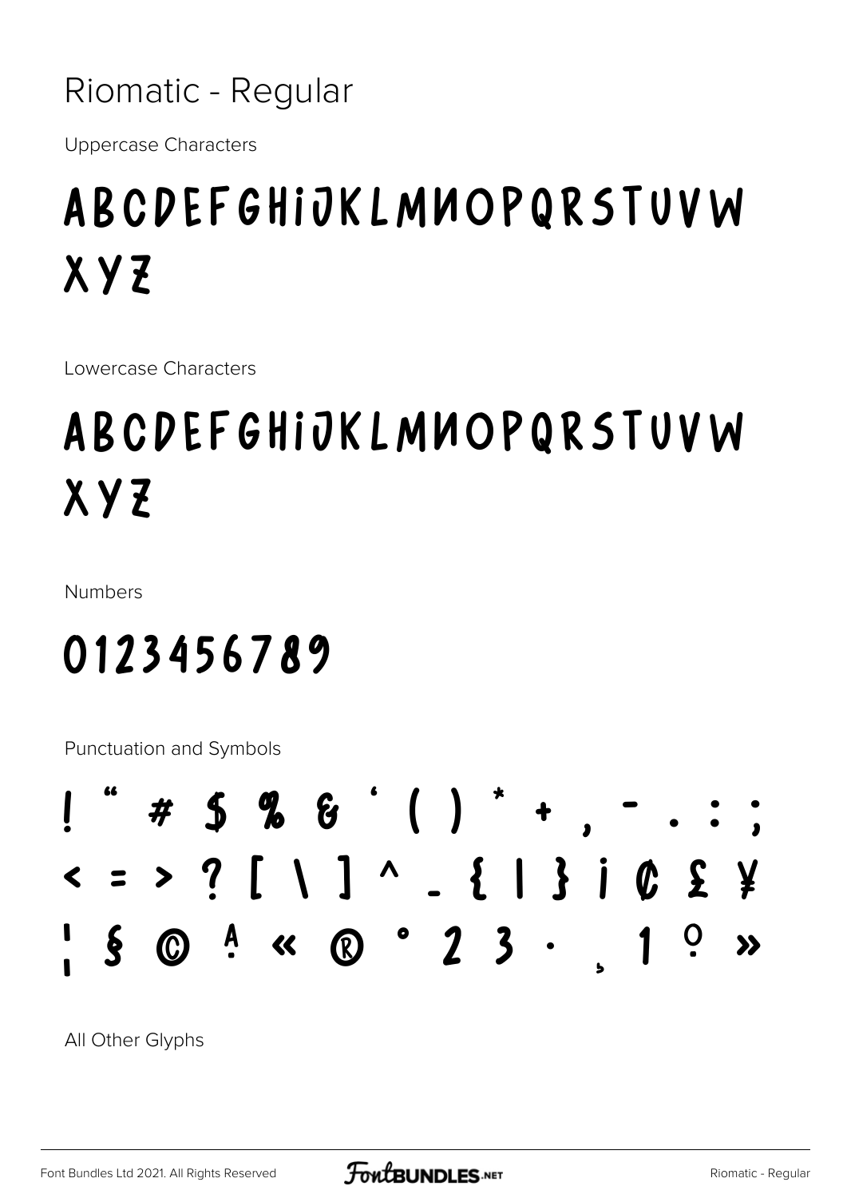# Riomatic - Regular

Uppercase Characters

ABCDEFGHIJKLMNOPQRSTUVW XYZ

Lowercase Characters

ABCDEFGHIJKLMNOPQRSTUVW XYZ

Numbers

0123456789

Punctuation and Symbols

! " # $ % & ' ( ) * + , - . : ; < = > ? [ \ ] ^ _ { | } ¡ ¢ £ ¥ ¦ § © ª « ® ° ² ³ · ¸ ¹ º »

All Other Glyphs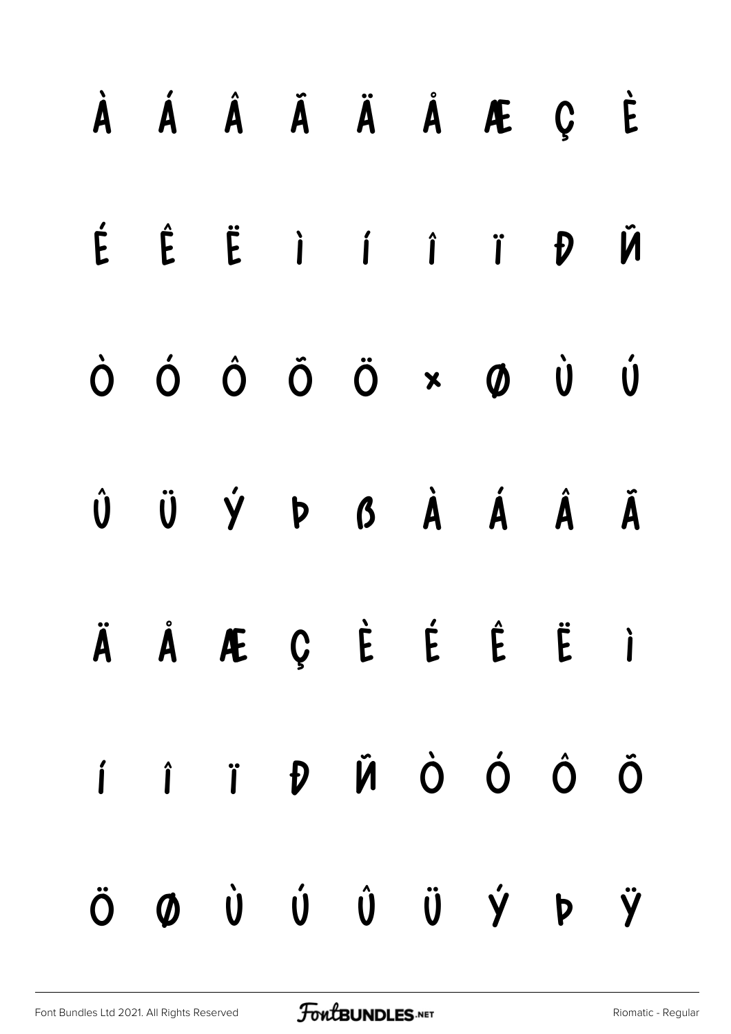À Á Â Ã Ä Å Æ Ç È

É Ê Ë Ì Í Î Ï Ð Ñ

Ò Ó Ô Õ Ö × Ø Ù Ú

Û Ü Ý Þ ß à á â ã

ä å æ ç è é ê ë ì

í î ï ð ñ ò ó ô õ

ö ø ù ú û ü ý þ ÿ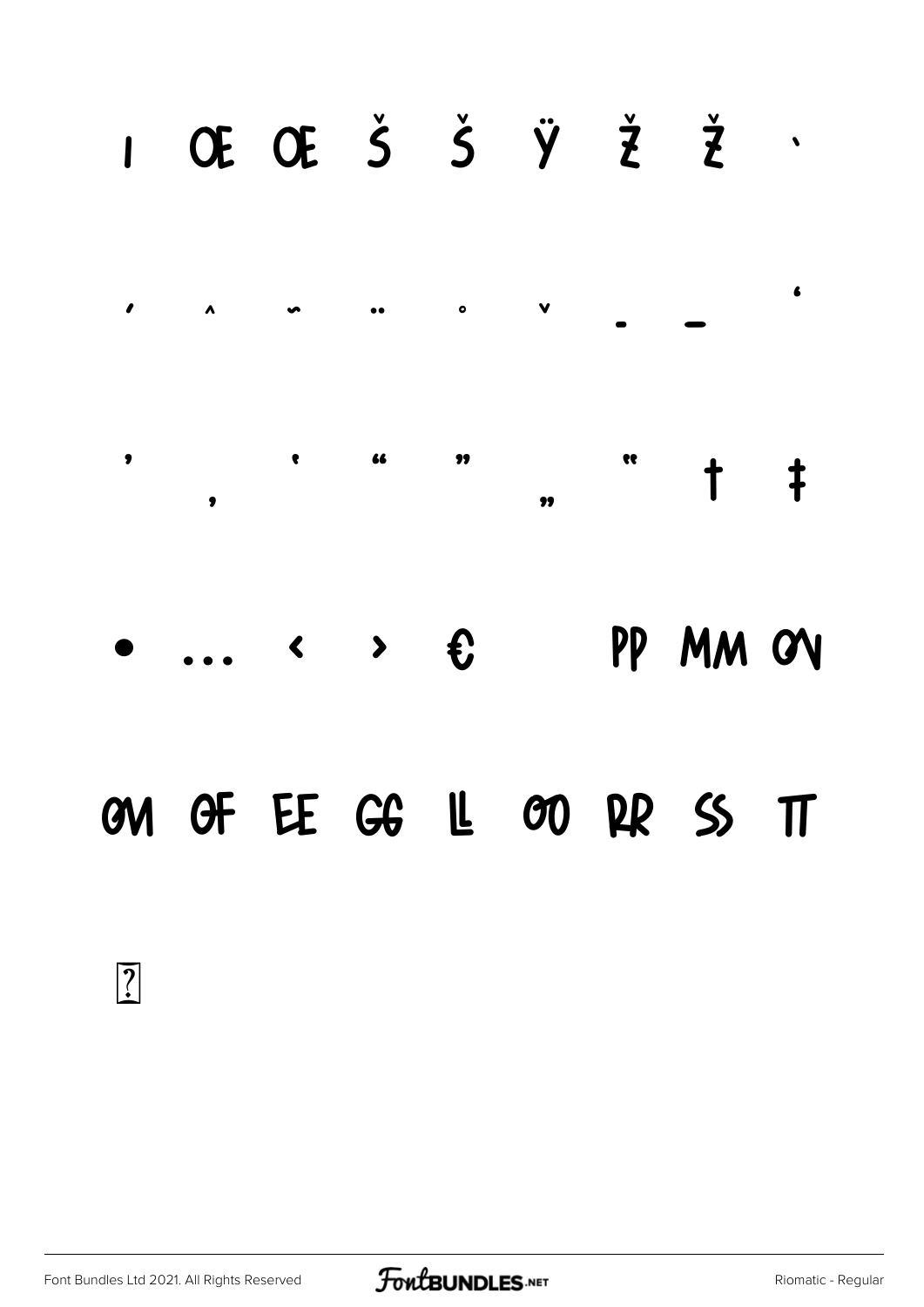ı Œ œ Š š Ÿ Ž ž `

´ ˆ ˜ ¨ ˚ ˇ - — ‘

’ ‚ ‛ “ ” „ ‟ † ‡

• … ‹ › € PP MM ON

OM OF EE GG LL OO RR SS TT

?